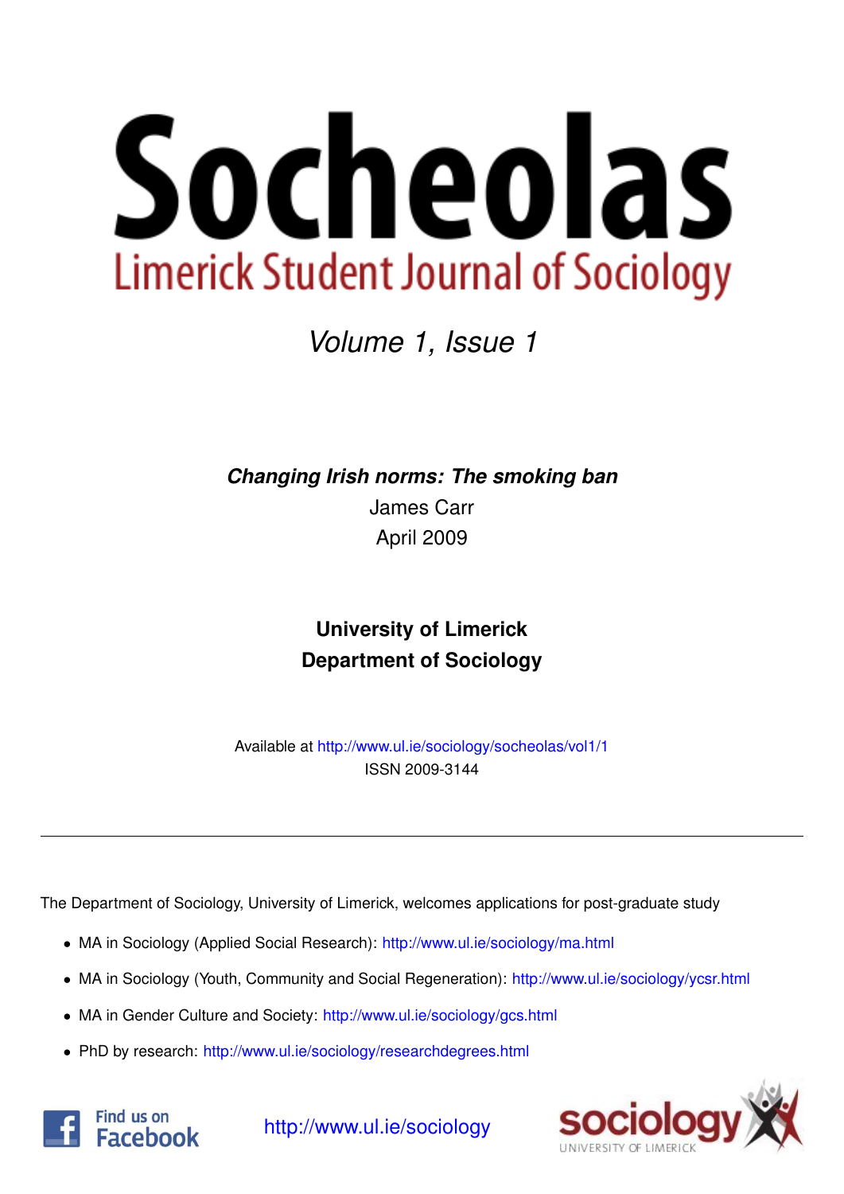# Socheolas

Limerick Student Journal of Sociology

*Volume 1, Issue 1*

***Changing Irish norms: The smoking ban***

James Carr

April 2009

**University of Limerick**

**Department of Sociology**

Available at http://www.ul.ie/sociology/socheolas/vol1/1

ISSN 2009-3144

---

The Department of Sociology, University of Limerick, welcomes applications for post-graduate study

- MA in Sociology (Applied Social Research): http://www.ul.ie/sociology/ma.html
- MA in Sociology (Youth, Community and Social Regeneration): http://www.ul.ie/sociology/ycsr.html
- MA in Gender Culture and Society: http://www.ul.ie/sociology/gcs.html
- PhD by research: http://www.ul.ie/sociology/researchdegrees.html

Find us on Facebook

http://www.ul.ie/sociology

sociology UNIVERSITY OF LIMERICK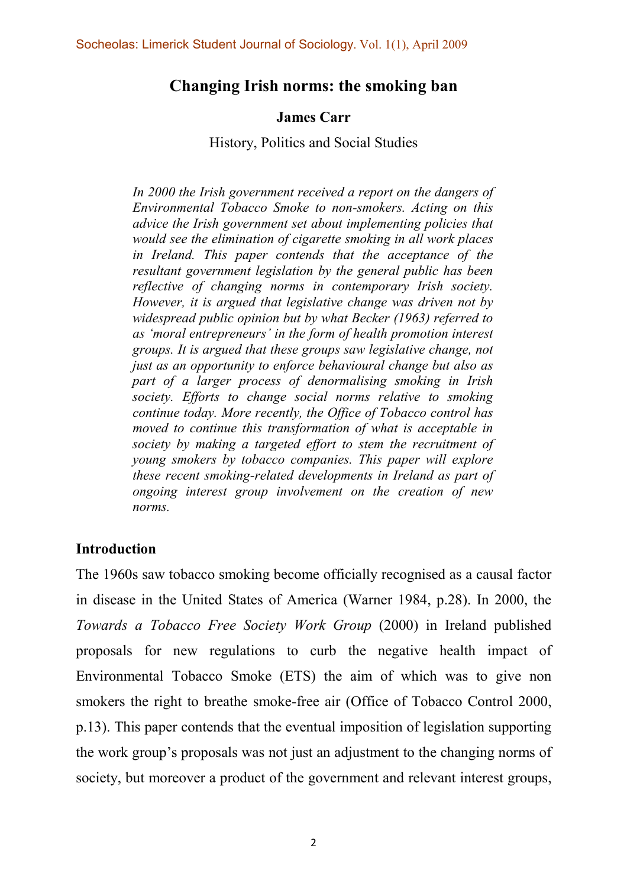## Changing Irish norms: the smoking ban

**James Carr**

History, Politics and Social Studies

*In 2000 the Irish government received a report on the dangers of Environmental Tobacco Smoke to non-smokers. Acting on this advice the Irish government set about implementing policies that would see the elimination of cigarette smoking in all work places in Ireland. This paper contends that the acceptance of the resultant government legislation by the general public has been reflective of changing norms in contemporary Irish society. However, it is argued that legislative change was driven not by widespread public opinion but by what Becker (1963) referred to as 'moral entrepreneurs' in the form of health promotion interest groups. It is argued that these groups saw legislative change, not just as an opportunity to enforce behavioural change but also as part of a larger process of denormalising smoking in Irish society. Efforts to change social norms relative to smoking continue today. More recently, the Office of Tobacco control has moved to continue this transformation of what is acceptable in society by making a targeted effort to stem the recruitment of young smokers by tobacco companies. This paper will explore these recent smoking-related developments in Ireland as part of ongoing interest group involvement on the creation of new norms.*

### Introduction

The 1960s saw tobacco smoking become officially recognised as a causal factor in disease in the United States of America (Warner 1984, p.28). In 2000, the *Towards a Tobacco Free Society Work Group* (2000) in Ireland published proposals for new regulations to curb the negative health impact of Environmental Tobacco Smoke (ETS) the aim of which was to give non smokers the right to breathe smoke-free air (Office of Tobacco Control 2000, p.13). This paper contends that the eventual imposition of legislation supporting the work group's proposals was not just an adjustment to the changing norms of society, but moreover a product of the government and relevant interest groups,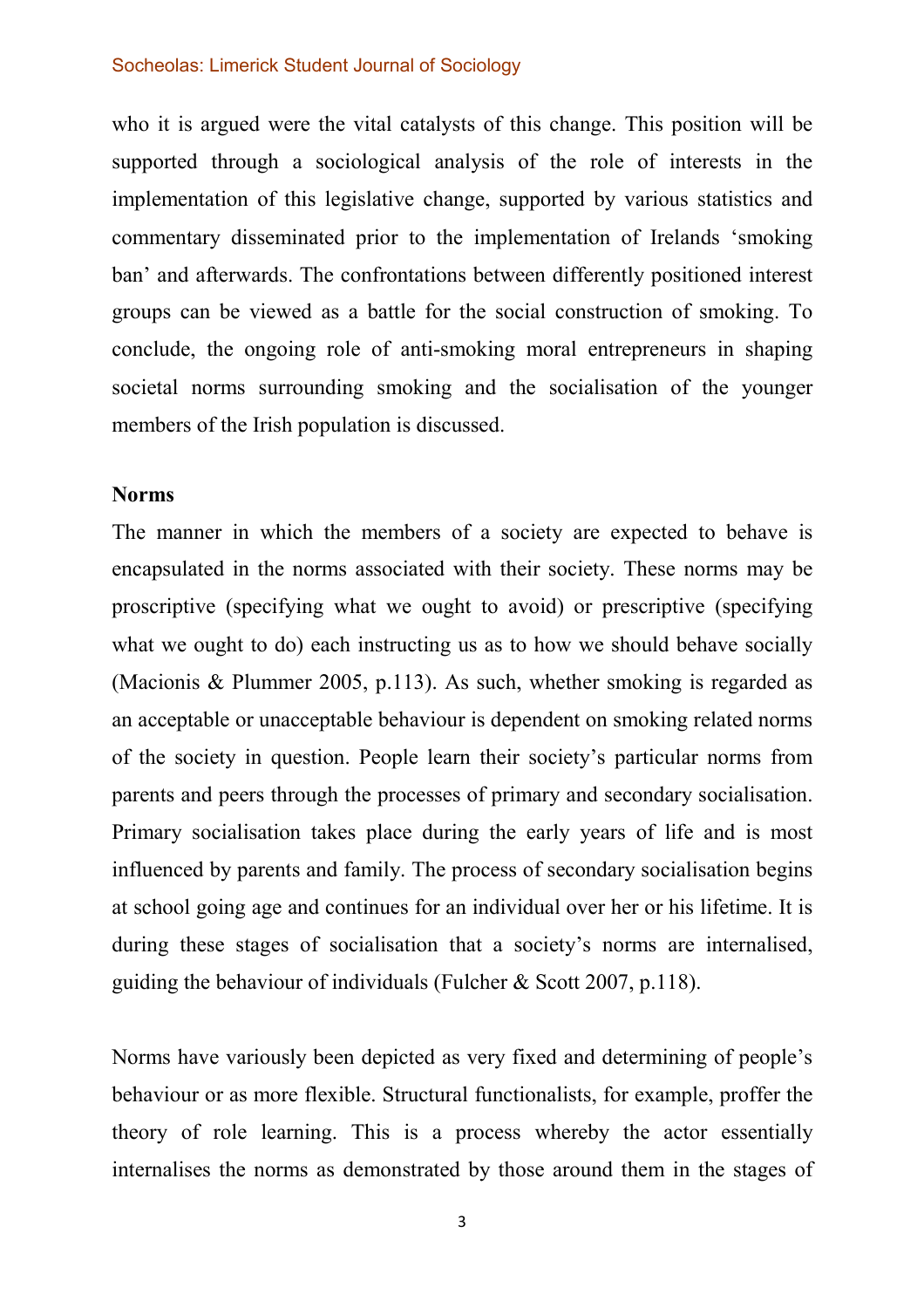who it is argued were the vital catalysts of this change. This position will be supported through a sociological analysis of the role of interests in the implementation of this legislative change, supported by various statistics and commentary disseminated prior to the implementation of Irelands 'smoking ban' and afterwards. The confrontations between differently positioned interest groups can be viewed as a battle for the social construction of smoking. To conclude, the ongoing role of anti-smoking moral entrepreneurs in shaping societal norms surrounding smoking and the socialisation of the younger members of the Irish population is discussed.

**Norms**

The manner in which the members of a society are expected to behave is encapsulated in the norms associated with their society. These norms may be proscriptive (specifying what we ought to avoid) or prescriptive (specifying what we ought to do) each instructing us as to how we should behave socially (Macionis & Plummer 2005, p.113). As such, whether smoking is regarded as an acceptable or unacceptable behaviour is dependent on smoking related norms of the society in question. People learn their society's particular norms from parents and peers through the processes of primary and secondary socialisation. Primary socialisation takes place during the early years of life and is most influenced by parents and family. The process of secondary socialisation begins at school going age and continues for an individual over her or his lifetime. It is during these stages of socialisation that a society's norms are internalised, guiding the behaviour of individuals (Fulcher & Scott 2007, p.118).

Norms have variously been depicted as very fixed and determining of people's behaviour or as more flexible. Structural functionalists, for example, proffer the theory of role learning. This is a process whereby the actor essentially internalises the norms as demonstrated by those around them in the stages of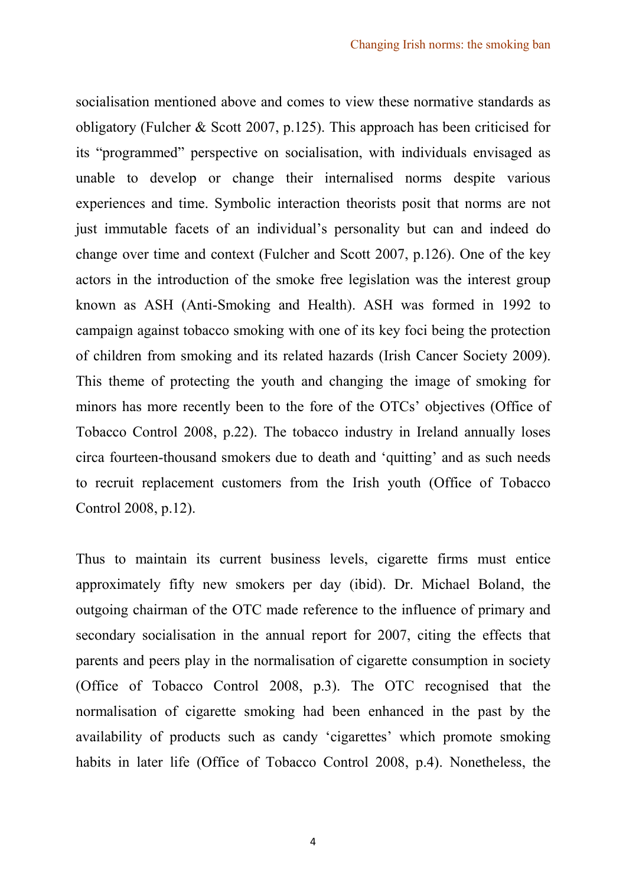socialisation mentioned above and comes to view these normative standards as obligatory (Fulcher & Scott 2007, p.125). This approach has been criticised for its "programmed" perspective on socialisation, with individuals envisaged as unable to develop or change their internalised norms despite various experiences and time. Symbolic interaction theorists posit that norms are not just immutable facets of an individual's personality but can and indeed do change over time and context (Fulcher and Scott 2007, p.126). One of the key actors in the introduction of the smoke free legislation was the interest group known as ASH (Anti-Smoking and Health). ASH was formed in 1992 to campaign against tobacco smoking with one of its key foci being the protection of children from smoking and its related hazards (Irish Cancer Society 2009). This theme of protecting the youth and changing the image of smoking for minors has more recently been to the fore of the OTCs' objectives (Office of Tobacco Control 2008, p.22). The tobacco industry in Ireland annually loses circa fourteen-thousand smokers due to death and 'quitting' and as such needs to recruit replacement customers from the Irish youth (Office of Tobacco Control 2008, p.12).

Thus to maintain its current business levels, cigarette firms must entice approximately fifty new smokers per day (ibid). Dr. Michael Boland, the outgoing chairman of the OTC made reference to the influence of primary and secondary socialisation in the annual report for 2007, citing the effects that parents and peers play in the normalisation of cigarette consumption in society (Office of Tobacco Control 2008, p.3). The OTC recognised that the normalisation of cigarette smoking had been enhanced in the past by the availability of products such as candy 'cigarettes' which promote smoking habits in later life (Office of Tobacco Control 2008, p.4). Nonetheless, the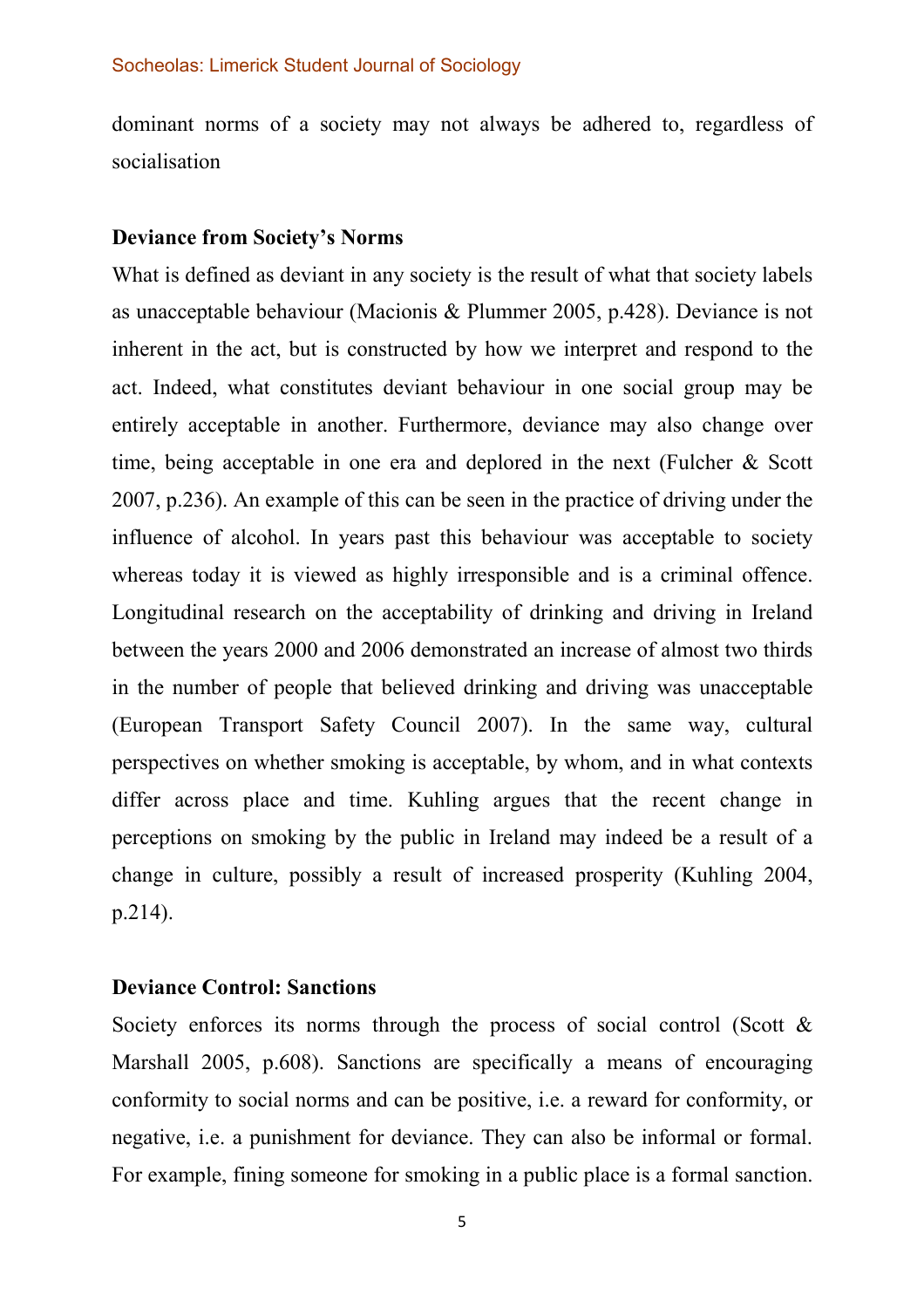dominant norms of a society may not always be adhered to, regardless of socialisation

**Deviance from Society's Norms**

What is defined as deviant in any society is the result of what that society labels as unacceptable behaviour (Macionis & Plummer 2005, p.428). Deviance is not inherent in the act, but is constructed by how we interpret and respond to the act. Indeed, what constitutes deviant behaviour in one social group may be entirely acceptable in another. Furthermore, deviance may also change over time, being acceptable in one era and deplored in the next (Fulcher & Scott 2007, p.236). An example of this can be seen in the practice of driving under the influence of alcohol. In years past this behaviour was acceptable to society whereas today it is viewed as highly irresponsible and is a criminal offence. Longitudinal research on the acceptability of drinking and driving in Ireland between the years 2000 and 2006 demonstrated an increase of almost two thirds in the number of people that believed drinking and driving was unacceptable (European Transport Safety Council 2007). In the same way, cultural perspectives on whether smoking is acceptable, by whom, and in what contexts differ across place and time. Kuhling argues that the recent change in perceptions on smoking by the public in Ireland may indeed be a result of a change in culture, possibly a result of increased prosperity (Kuhling 2004, p.214).

**Deviance Control: Sanctions**

Society enforces its norms through the process of social control (Scott & Marshall 2005, p.608). Sanctions are specifically a means of encouraging conformity to social norms and can be positive, i.e. a reward for conformity, or negative, i.e. a punishment for deviance. They can also be informal or formal. For example, fining someone for smoking in a public place is a formal sanction.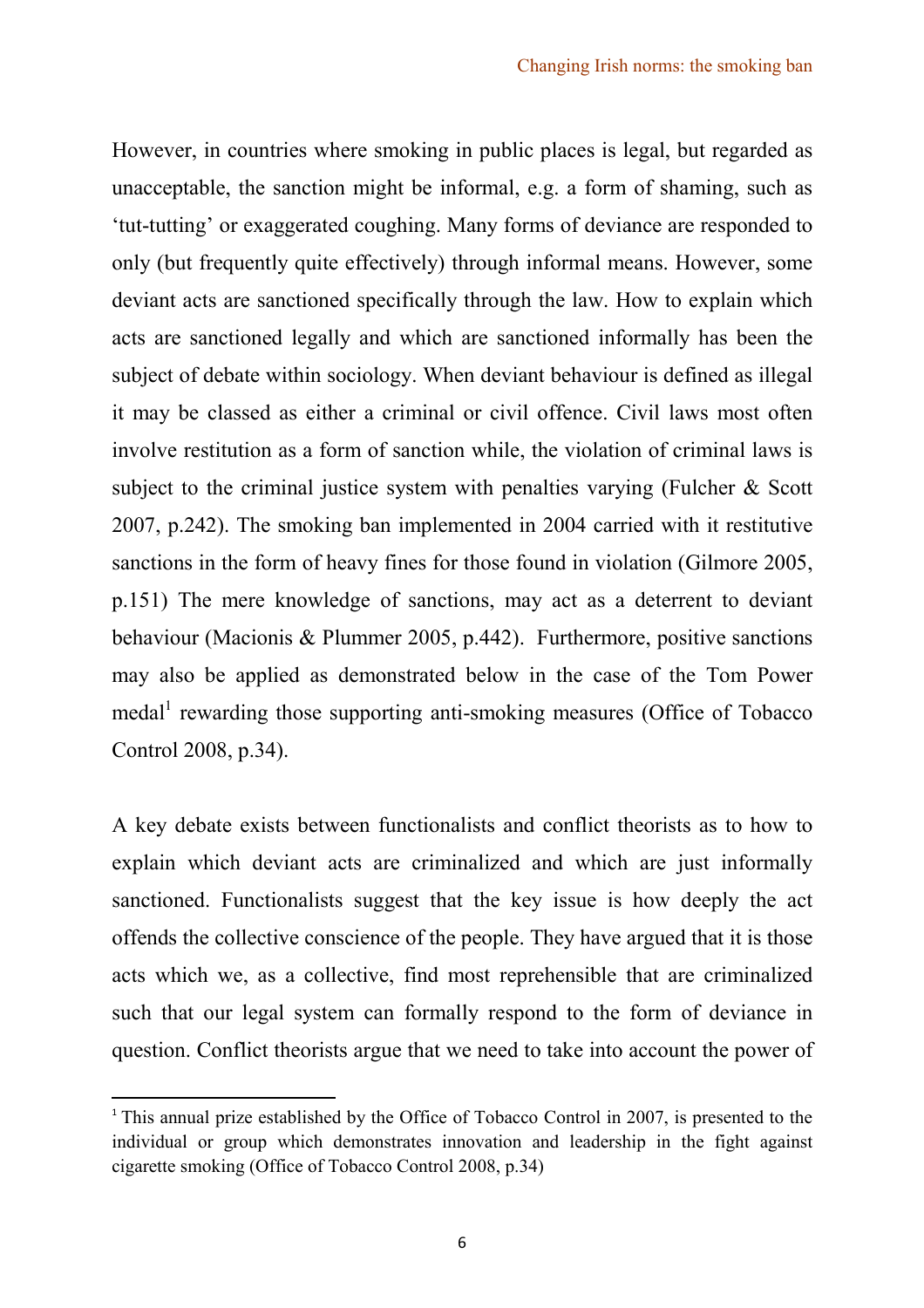However, in countries where smoking in public places is legal, but regarded as unacceptable, the sanction might be informal, e.g. a form of shaming, such as 'tut-tutting' or exaggerated coughing. Many forms of deviance are responded to only (but frequently quite effectively) through informal means. However, some deviant acts are sanctioned specifically through the law. How to explain which acts are sanctioned legally and which are sanctioned informally has been the subject of debate within sociology. When deviant behaviour is defined as illegal it may be classed as either a criminal or civil offence. Civil laws most often involve restitution as a form of sanction while, the violation of criminal laws is subject to the criminal justice system with penalties varying (Fulcher & Scott 2007, p.242). The smoking ban implemented in 2004 carried with it restitutive sanctions in the form of heavy fines for those found in violation (Gilmore 2005, p.151) The mere knowledge of sanctions, may act as a deterrent to deviant behaviour (Macionis & Plummer 2005, p.442). Furthermore, positive sanctions may also be applied as demonstrated below in the case of the Tom Power medal[1] rewarding those supporting anti-smoking measures (Office of Tobacco Control 2008, p.34).

A key debate exists between functionalists and conflict theorists as to how to explain which deviant acts are criminalized and which are just informally sanctioned. Functionalists suggest that the key issue is how deeply the act offends the collective conscience of the people. They have argued that it is those acts which we, as a collective, find most reprehensible that are criminalized such that our legal system can formally respond to the form of deviance in question. Conflict theorists argue that we need to take into account the power of

---

[1] This annual prize established by the Office of Tobacco Control in 2007, is presented to the individual or group which demonstrates innovation and leadership in the fight against cigarette smoking (Office of Tobacco Control 2008, p.34)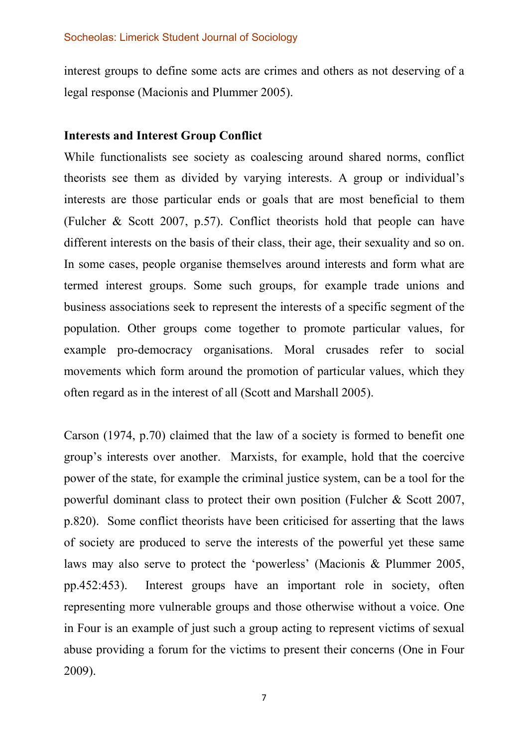interest groups to define some acts are crimes and others as not deserving of a legal response (Macionis and Plummer 2005).

## Interests and Interest Group Conflict

While functionalists see society as coalescing around shared norms, conflict theorists see them as divided by varying interests. A group or individual's interests are those particular ends or goals that are most beneficial to them (Fulcher & Scott 2007, p.57). Conflict theorists hold that people can have different interests on the basis of their class, their age, their sexuality and so on. In some cases, people organise themselves around interests and form what are termed interest groups. Some such groups, for example trade unions and business associations seek to represent the interests of a specific segment of the population. Other groups come together to promote particular values, for example pro-democracy organisations. Moral crusades refer to social movements which form around the promotion of particular values, which they often regard as in the interest of all (Scott and Marshall 2005).

Carson (1974, p.70) claimed that the law of a society is formed to benefit one group's interests over another. Marxists, for example, hold that the coercive power of the state, for example the criminal justice system, can be a tool for the powerful dominant class to protect their own position (Fulcher & Scott 2007, p.820). Some conflict theorists have been criticised for asserting that the laws of society are produced to serve the interests of the powerful yet these same laws may also serve to protect the 'powerless' (Macionis & Plummer 2005, pp.452:453). Interest groups have an important role in society, often representing more vulnerable groups and those otherwise without a voice. One in Four is an example of just such a group acting to represent victims of sexual abuse providing a forum for the victims to present their concerns (One in Four 2009).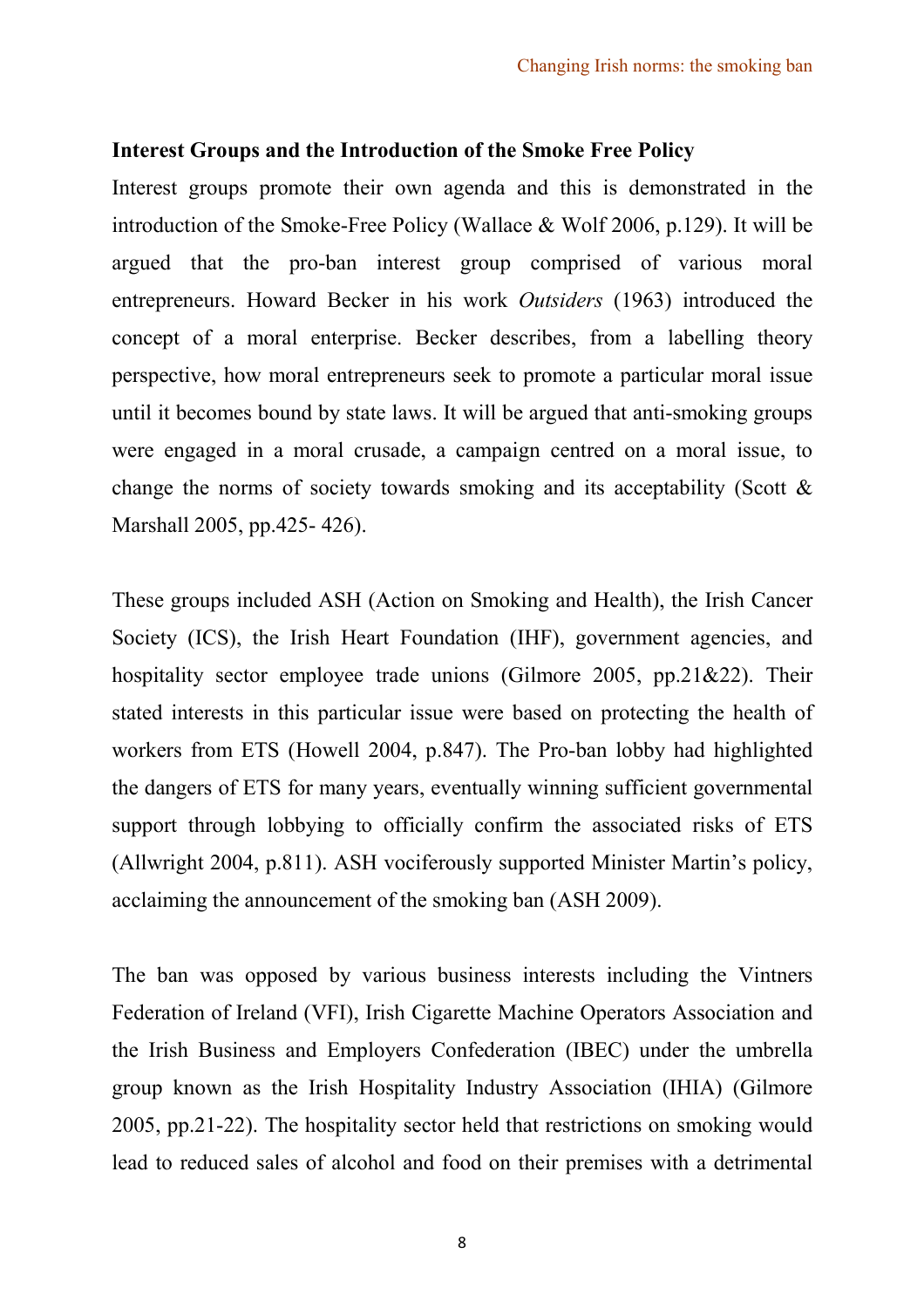**Interest Groups and the Introduction of the Smoke Free Policy**

Interest groups promote their own agenda and this is demonstrated in the introduction of the Smoke-Free Policy (Wallace & Wolf 2006, p.129). It will be argued that the pro-ban interest group comprised of various moral entrepreneurs. Howard Becker in his work *Outsiders* (1963) introduced the concept of a moral enterprise. Becker describes, from a labelling theory perspective, how moral entrepreneurs seek to promote a particular moral issue until it becomes bound by state laws. It will be argued that anti-smoking groups were engaged in a moral crusade, a campaign centred on a moral issue, to change the norms of society towards smoking and its acceptability (Scott & Marshall 2005, pp.425- 426).

These groups included ASH (Action on Smoking and Health), the Irish Cancer Society (ICS), the Irish Heart Foundation (IHF), government agencies, and hospitality sector employee trade unions (Gilmore 2005, pp.21&22). Their stated interests in this particular issue were based on protecting the health of workers from ETS (Howell 2004, p.847). The Pro-ban lobby had highlighted the dangers of ETS for many years, eventually winning sufficient governmental support through lobbying to officially confirm the associated risks of ETS (Allwright 2004, p.811). ASH vociferously supported Minister Martin's policy, acclaiming the announcement of the smoking ban (ASH 2009).

The ban was opposed by various business interests including the Vintners Federation of Ireland (VFI), Irish Cigarette Machine Operators Association and the Irish Business and Employers Confederation (IBEC) under the umbrella group known as the Irish Hospitality Industry Association (IHIA) (Gilmore 2005, pp.21-22). The hospitality sector held that restrictions on smoking would lead to reduced sales of alcohol and food on their premises with a detrimental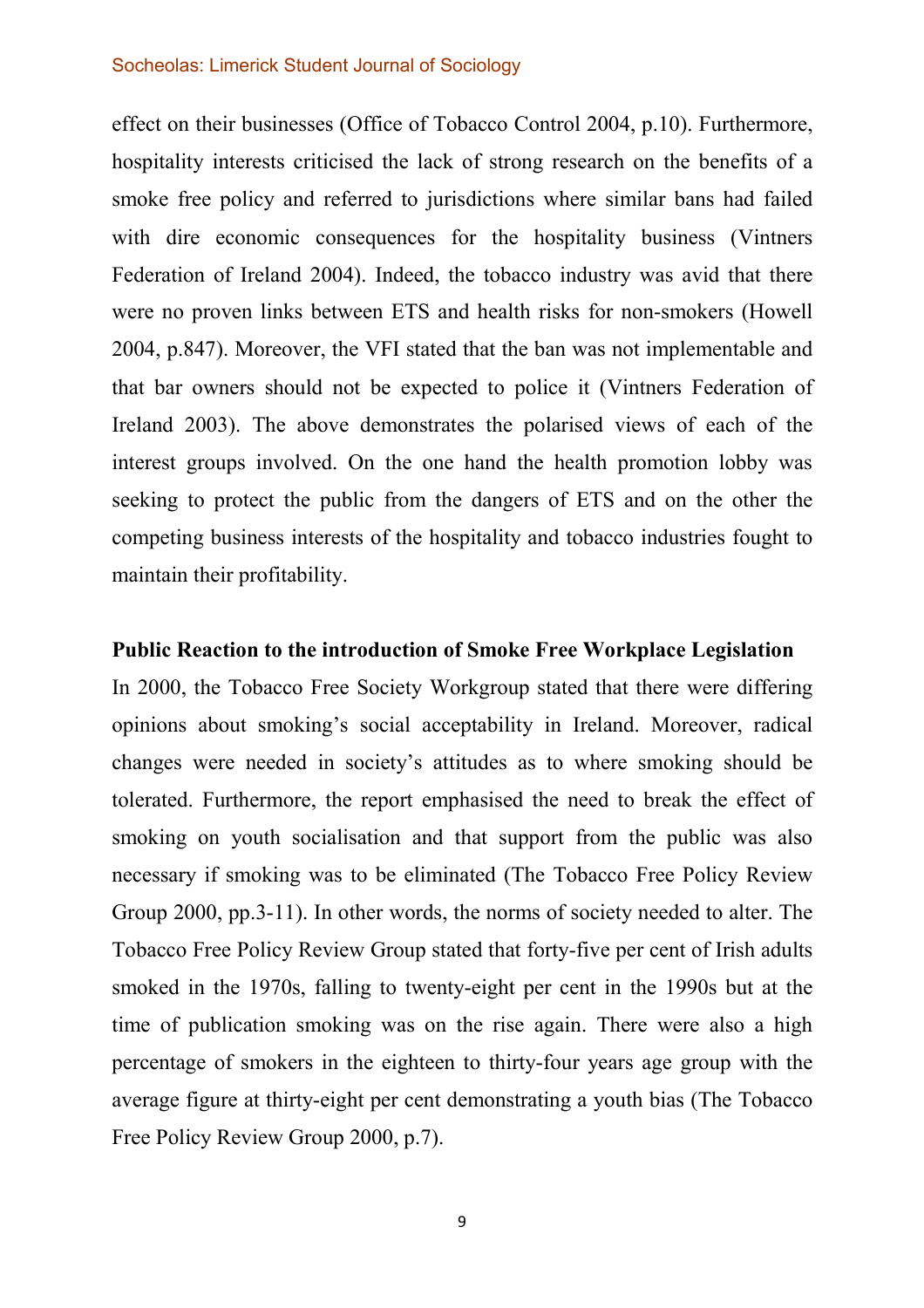effect on their businesses (Office of Tobacco Control 2004, p.10). Furthermore, hospitality interests criticised the lack of strong research on the benefits of a smoke free policy and referred to jurisdictions where similar bans had failed with dire economic consequences for the hospitality business (Vintners Federation of Ireland 2004). Indeed, the tobacco industry was avid that there were no proven links between ETS and health risks for non-smokers (Howell 2004, p.847). Moreover, the VFI stated that the ban was not implementable and that bar owners should not be expected to police it (Vintners Federation of Ireland 2003). The above demonstrates the polarised views of each of the interest groups involved. On the one hand the health promotion lobby was seeking to protect the public from the dangers of ETS and on the other the competing business interests of the hospitality and tobacco industries fought to maintain their profitability.

**Public Reaction to the introduction of Smoke Free Workplace Legislation**

In 2000, the Tobacco Free Society Workgroup stated that there were differing opinions about smoking's social acceptability in Ireland. Moreover, radical changes were needed in society's attitudes as to where smoking should be tolerated. Furthermore, the report emphasised the need to break the effect of smoking on youth socialisation and that support from the public was also necessary if smoking was to be eliminated (The Tobacco Free Policy Review Group 2000, pp.3-11). In other words, the norms of society needed to alter. The Tobacco Free Policy Review Group stated that forty-five per cent of Irish adults smoked in the 1970s, falling to twenty-eight per cent in the 1990s but at the time of publication smoking was on the rise again. There were also a high percentage of smokers in the eighteen to thirty-four years age group with the average figure at thirty-eight per cent demonstrating a youth bias (The Tobacco Free Policy Review Group 2000, p.7).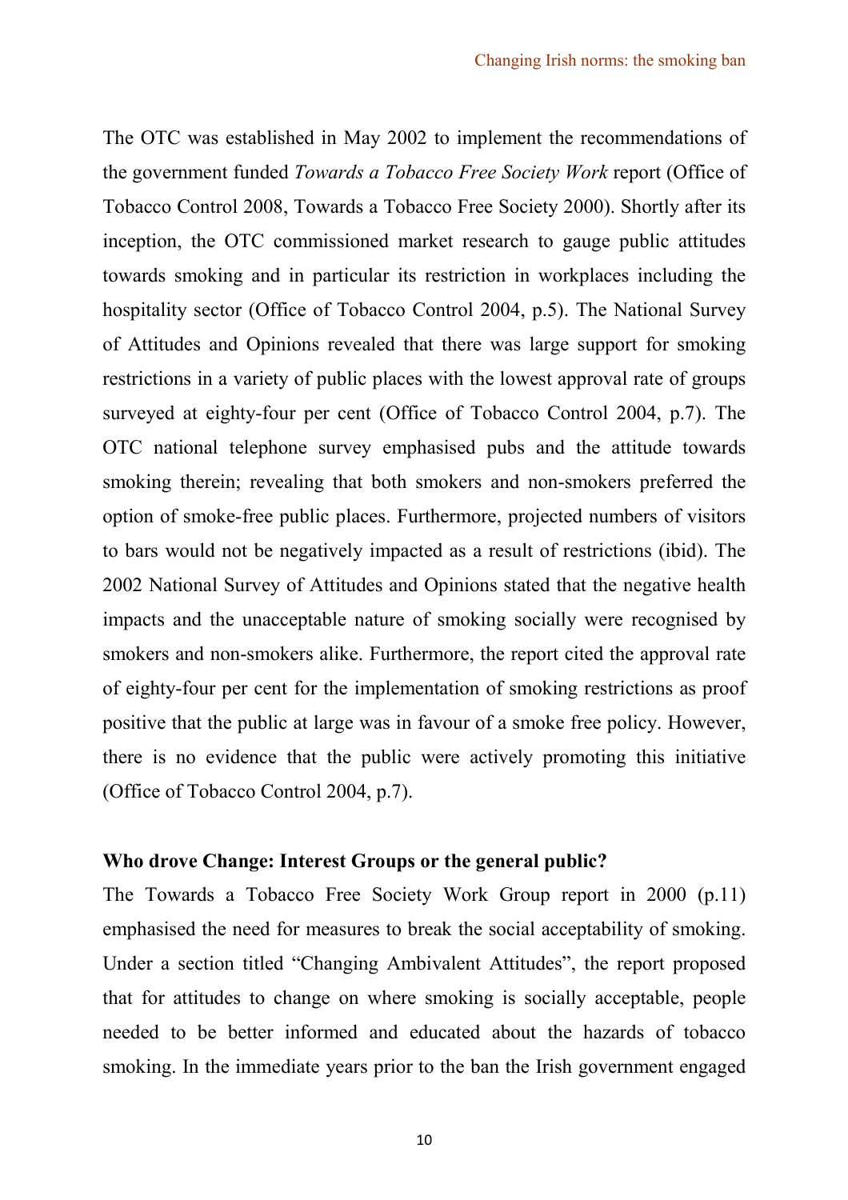The OTC was established in May 2002 to implement the recommendations of the government funded *Towards a Tobacco Free Society Work* report (Office of Tobacco Control 2008, Towards a Tobacco Free Society 2000). Shortly after its inception, the OTC commissioned market research to gauge public attitudes towards smoking and in particular its restriction in workplaces including the hospitality sector (Office of Tobacco Control 2004, p.5). The National Survey of Attitudes and Opinions revealed that there was large support for smoking restrictions in a variety of public places with the lowest approval rate of groups surveyed at eighty-four per cent (Office of Tobacco Control 2004, p.7). The OTC national telephone survey emphasised pubs and the attitude towards smoking therein; revealing that both smokers and non-smokers preferred the option of smoke-free public places. Furthermore, projected numbers of visitors to bars would not be negatively impacted as a result of restrictions (ibid). The 2002 National Survey of Attitudes and Opinions stated that the negative health impacts and the unacceptable nature of smoking socially were recognised by smokers and non-smokers alike. Furthermore, the report cited the approval rate of eighty-four per cent for the implementation of smoking restrictions as proof positive that the public at large was in favour of a smoke free policy. However, there is no evidence that the public were actively promoting this initiative (Office of Tobacco Control 2004, p.7).

**Who drove Change: Interest Groups or the general public?**

The Towards a Tobacco Free Society Work Group report in 2000 (p.11) emphasised the need for measures to break the social acceptability of smoking. Under a section titled "Changing Ambivalent Attitudes", the report proposed that for attitudes to change on where smoking is socially acceptable, people needed to be better informed and educated about the hazards of tobacco smoking. In the immediate years prior to the ban the Irish government engaged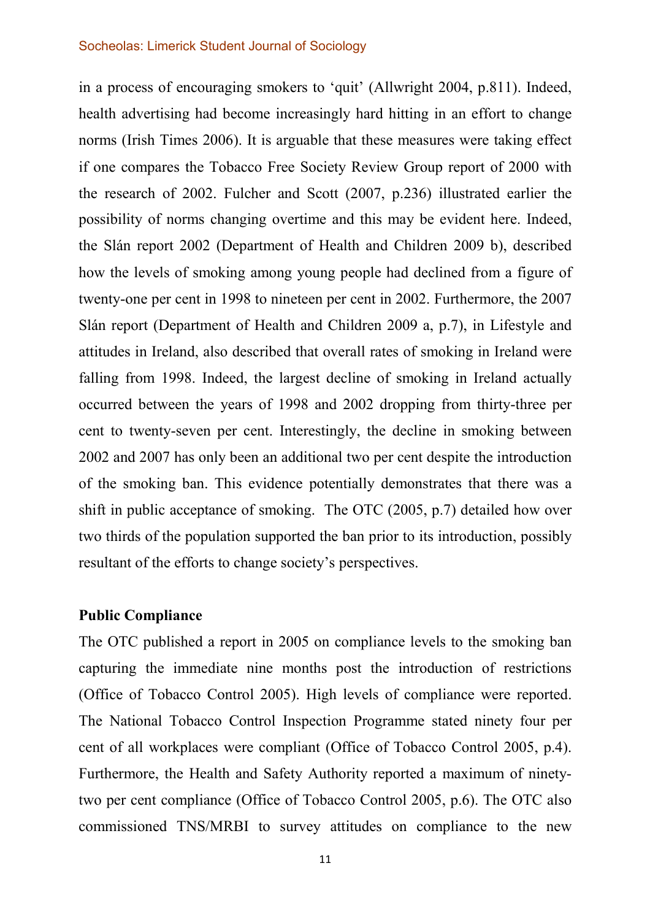in a process of encouraging smokers to 'quit' (Allwright 2004, p.811). Indeed, health advertising had become increasingly hard hitting in an effort to change norms (Irish Times 2006). It is arguable that these measures were taking effect if one compares the Tobacco Free Society Review Group report of 2000 with the research of 2002. Fulcher and Scott (2007, p.236) illustrated earlier the possibility of norms changing overtime and this may be evident here. Indeed, the Slán report 2002 (Department of Health and Children 2009 b), described how the levels of smoking among young people had declined from a figure of twenty-one per cent in 1998 to nineteen per cent in 2002. Furthermore, the 2007 Slán report (Department of Health and Children 2009 a, p.7), in Lifestyle and attitudes in Ireland, also described that overall rates of smoking in Ireland were falling from 1998. Indeed, the largest decline of smoking in Ireland actually occurred between the years of 1998 and 2002 dropping from thirty-three per cent to twenty-seven per cent. Interestingly, the decline in smoking between 2002 and 2007 has only been an additional two per cent despite the introduction of the smoking ban. This evidence potentially demonstrates that there was a shift in public acceptance of smoking. The OTC (2005, p.7) detailed how over two thirds of the population supported the ban prior to its introduction, possibly resultant of the efforts to change society's perspectives.

**Public Compliance**

The OTC published a report in 2005 on compliance levels to the smoking ban capturing the immediate nine months post the introduction of restrictions (Office of Tobacco Control 2005). High levels of compliance were reported. The National Tobacco Control Inspection Programme stated ninety four per cent of all workplaces were compliant (Office of Tobacco Control 2005, p.4). Furthermore, the Health and Safety Authority reported a maximum of ninety-two per cent compliance (Office of Tobacco Control 2005, p.6). The OTC also commissioned TNS/MRBI to survey attitudes on compliance to the new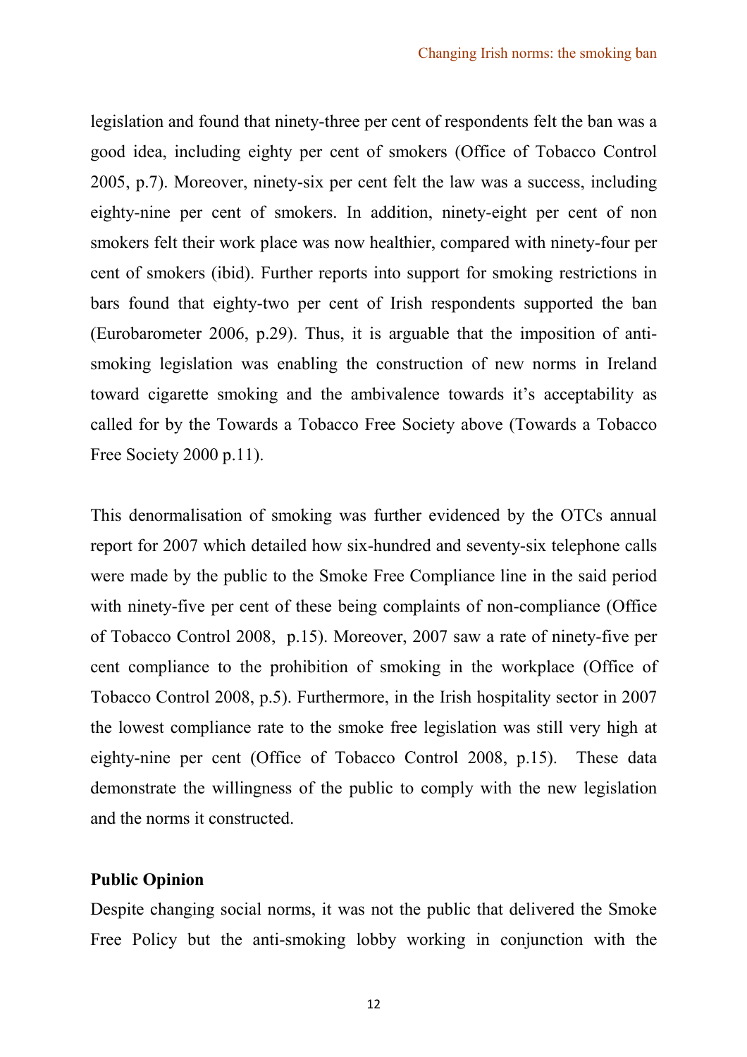legislation and found that ninety-three per cent of respondents felt the ban was a good idea, including eighty per cent of smokers (Office of Tobacco Control 2005, p.7). Moreover, ninety-six per cent felt the law was a success, including eighty-nine per cent of smokers. In addition, ninety-eight per cent of non smokers felt their work place was now healthier, compared with ninety-four per cent of smokers (ibid). Further reports into support for smoking restrictions in bars found that eighty-two per cent of Irish respondents supported the ban (Eurobarometer 2006, p.29). Thus, it is arguable that the imposition of anti-smoking legislation was enabling the construction of new norms in Ireland toward cigarette smoking and the ambivalence towards it's acceptability as called for by the Towards a Tobacco Free Society above (Towards a Tobacco Free Society 2000 p.11).

This denormalisation of smoking was further evidenced by the OTCs annual report for 2007 which detailed how six-hundred and seventy-six telephone calls were made by the public to the Smoke Free Compliance line in the said period with ninety-five per cent of these being complaints of non-compliance (Office of Tobacco Control 2008, p.15). Moreover, 2007 saw a rate of ninety-five per cent compliance to the prohibition of smoking in the workplace (Office of Tobacco Control 2008, p.5). Furthermore, in the Irish hospitality sector in 2007 the lowest compliance rate to the smoke free legislation was still very high at eighty-nine per cent (Office of Tobacco Control 2008, p.15). These data demonstrate the willingness of the public to comply with the new legislation and the norms it constructed.

**Public Opinion**

Despite changing social norms, it was not the public that delivered the Smoke Free Policy but the anti-smoking lobby working in conjunction with the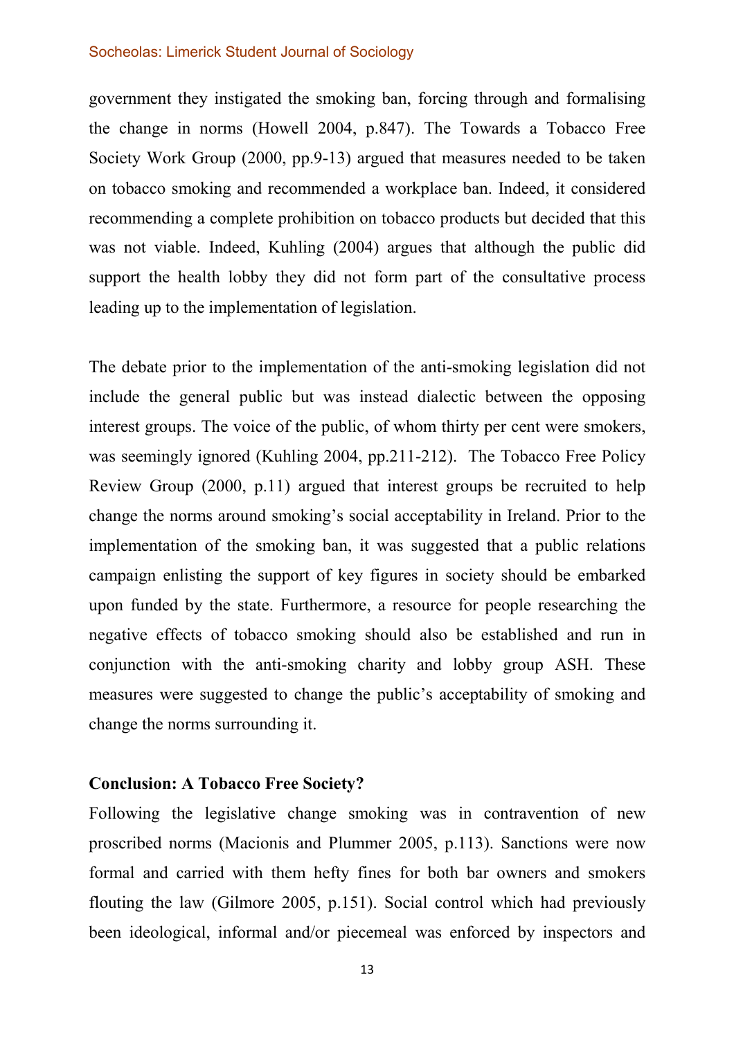government they instigated the smoking ban, forcing through and formalising the change in norms (Howell 2004, p.847). The Towards a Tobacco Free Society Work Group (2000, pp.9-13) argued that measures needed to be taken on tobacco smoking and recommended a workplace ban. Indeed, it considered recommending a complete prohibition on tobacco products but decided that this was not viable. Indeed, Kuhling (2004) argues that although the public did support the health lobby they did not form part of the consultative process leading up to the implementation of legislation.

The debate prior to the implementation of the anti-smoking legislation did not include the general public but was instead dialectic between the opposing interest groups. The voice of the public, of whom thirty per cent were smokers, was seemingly ignored (Kuhling 2004, pp.211-212). The Tobacco Free Policy Review Group (2000, p.11) argued that interest groups be recruited to help change the norms around smoking's social acceptability in Ireland. Prior to the implementation of the smoking ban, it was suggested that a public relations campaign enlisting the support of key figures in society should be embarked upon funded by the state. Furthermore, a resource for people researching the negative effects of tobacco smoking should also be established and run in conjunction with the anti-smoking charity and lobby group ASH. These measures were suggested to change the public's acceptability of smoking and change the norms surrounding it.

## Conclusion: A Tobacco Free Society?

Following the legislative change smoking was in contravention of new proscribed norms (Macionis and Plummer 2005, p.113). Sanctions were now formal and carried with them hefty fines for both bar owners and smokers flouting the law (Gilmore 2005, p.151). Social control which had previously been ideological, informal and/or piecemeal was enforced by inspectors and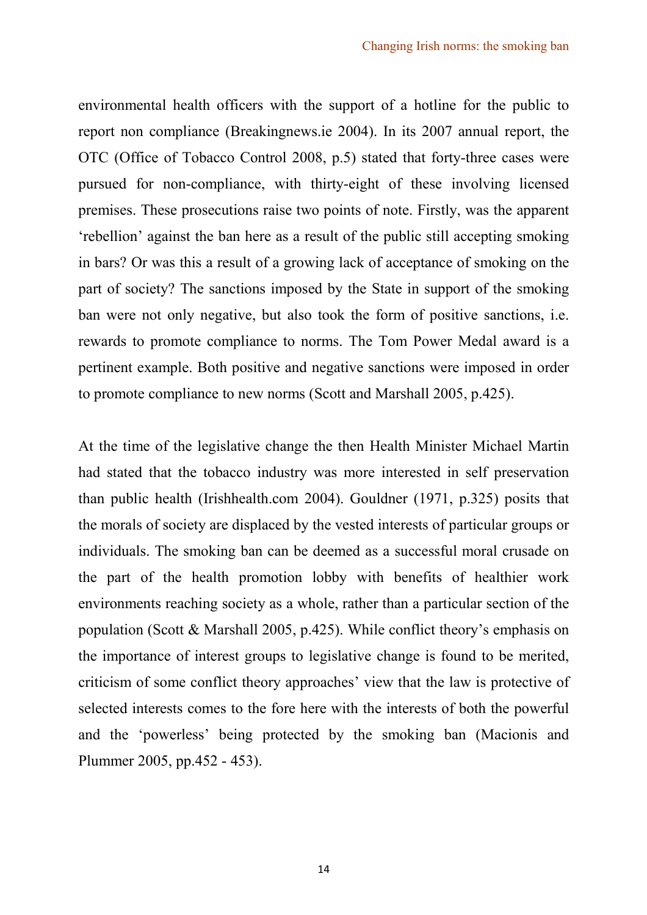environmental health officers with the support of a hotline for the public to report non compliance (Breakingnews.ie 2004). In its 2007 annual report, the OTC (Office of Tobacco Control 2008, p.5) stated that forty-three cases were pursued for non-compliance, with thirty-eight of these involving licensed premises. These prosecutions raise two points of note. Firstly, was the apparent 'rebellion' against the ban here as a result of the public still accepting smoking in bars? Or was this a result of a growing lack of acceptance of smoking on the part of society? The sanctions imposed by the State in support of the smoking ban were not only negative, but also took the form of positive sanctions, i.e. rewards to promote compliance to norms. The Tom Power Medal award is a pertinent example. Both positive and negative sanctions were imposed in order to promote compliance to new norms (Scott and Marshall 2005, p.425).

At the time of the legislative change the then Health Minister Michael Martin had stated that the tobacco industry was more interested in self preservation than public health (Irishhealth.com 2004). Gouldner (1971, p.325) posits that the morals of society are displaced by the vested interests of particular groups or individuals. The smoking ban can be deemed as a successful moral crusade on the part of the health promotion lobby with benefits of healthier work environments reaching society as a whole, rather than a particular section of the population (Scott & Marshall 2005, p.425). While conflict theory's emphasis on the importance of interest groups to legislative change is found to be merited, criticism of some conflict theory approaches' view that the law is protective of selected interests comes to the fore here with the interests of both the powerful and the 'powerless' being protected by the smoking ban (Macionis and Plummer 2005, pp.452 - 453).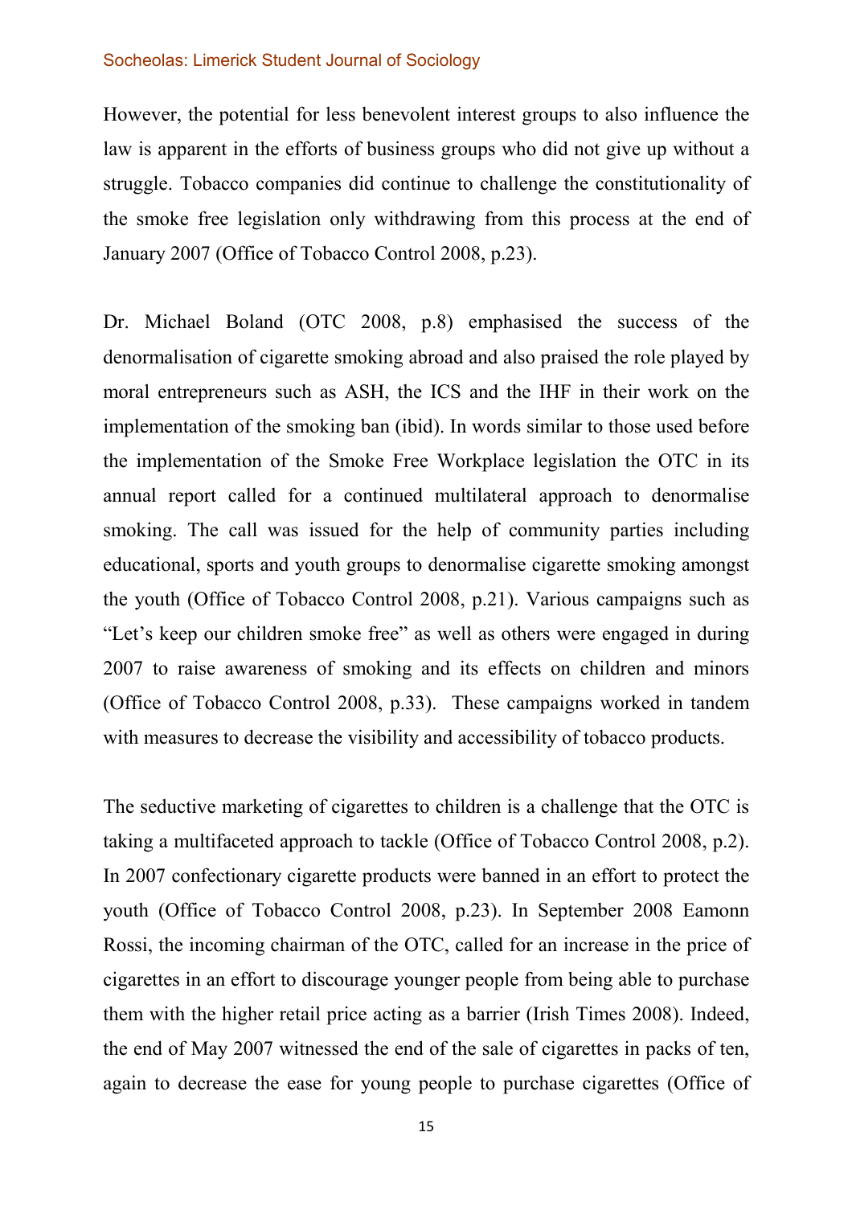However, the potential for less benevolent interest groups to also influence the law is apparent in the efforts of business groups who did not give up without a struggle. Tobacco companies did continue to challenge the constitutionality of the smoke free legislation only withdrawing from this process at the end of January 2007 (Office of Tobacco Control 2008, p.23).

Dr. Michael Boland (OTC 2008, p.8) emphasised the success of the denormalisation of cigarette smoking abroad and also praised the role played by moral entrepreneurs such as ASH, the ICS and the IHF in their work on the implementation of the smoking ban (ibid). In words similar to those used before the implementation of the Smoke Free Workplace legislation the OTC in its annual report called for a continued multilateral approach to denormalise smoking. The call was issued for the help of community parties including educational, sports and youth groups to denormalise cigarette smoking amongst the youth (Office of Tobacco Control 2008, p.21). Various campaigns such as "Let's keep our children smoke free" as well as others were engaged in during 2007 to raise awareness of smoking and its effects on children and minors (Office of Tobacco Control 2008, p.33). These campaigns worked in tandem with measures to decrease the visibility and accessibility of tobacco products.

The seductive marketing of cigarettes to children is a challenge that the OTC is taking a multifaceted approach to tackle (Office of Tobacco Control 2008, p.2). In 2007 confectionary cigarette products were banned in an effort to protect the youth (Office of Tobacco Control 2008, p.23). In September 2008 Eamonn Rossi, the incoming chairman of the OTC, called for an increase in the price of cigarettes in an effort to discourage younger people from being able to purchase them with the higher retail price acting as a barrier (Irish Times 2008). Indeed, the end of May 2007 witnessed the end of the sale of cigarettes in packs of ten, again to decrease the ease for young people to purchase cigarettes (Office of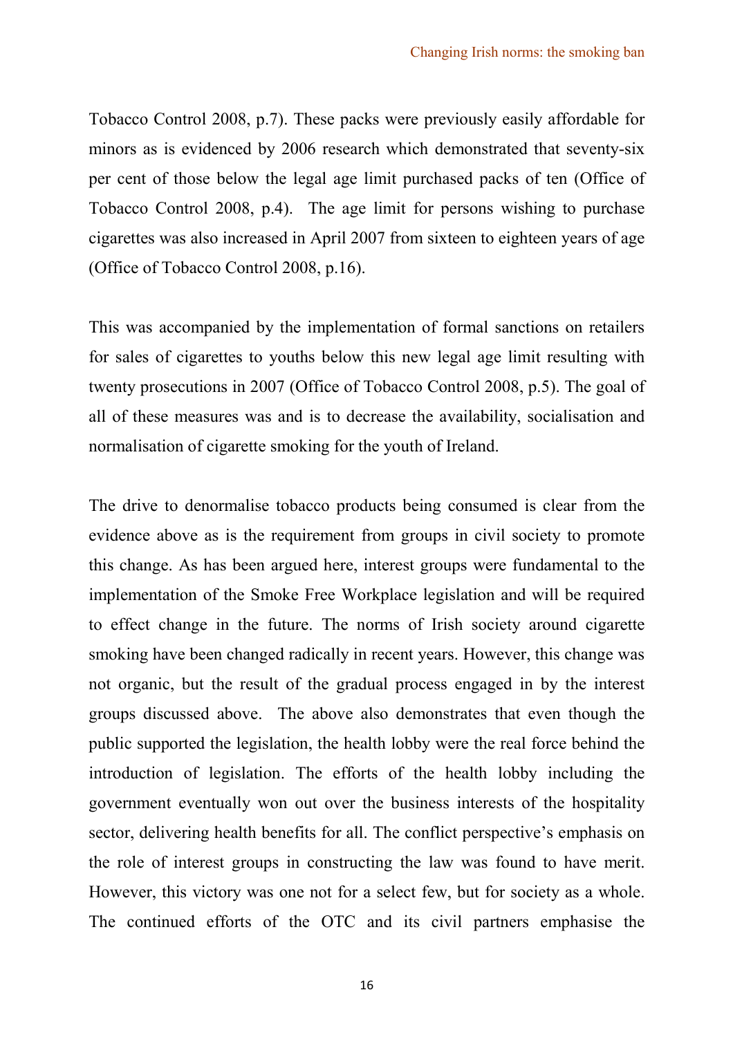Tobacco Control 2008, p.7). These packs were previously easily affordable for minors as is evidenced by 2006 research which demonstrated that seventy-six per cent of those below the legal age limit purchased packs of ten (Office of Tobacco Control 2008, p.4). The age limit for persons wishing to purchase cigarettes was also increased in April 2007 from sixteen to eighteen years of age (Office of Tobacco Control 2008, p.16).

This was accompanied by the implementation of formal sanctions on retailers for sales of cigarettes to youths below this new legal age limit resulting with twenty prosecutions in 2007 (Office of Tobacco Control 2008, p.5). The goal of all of these measures was and is to decrease the availability, socialisation and normalisation of cigarette smoking for the youth of Ireland.

The drive to denormalise tobacco products being consumed is clear from the evidence above as is the requirement from groups in civil society to promote this change. As has been argued here, interest groups were fundamental to the implementation of the Smoke Free Workplace legislation and will be required to effect change in the future. The norms of Irish society around cigarette smoking have been changed radically in recent years. However, this change was not organic, but the result of the gradual process engaged in by the interest groups discussed above. The above also demonstrates that even though the public supported the legislation, the health lobby were the real force behind the introduction of legislation. The efforts of the health lobby including the government eventually won out over the business interests of the hospitality sector, delivering health benefits for all. The conflict perspective's emphasis on the role of interest groups in constructing the law was found to have merit. However, this victory was one not for a select few, but for society as a whole. The continued efforts of the OTC and its civil partners emphasise the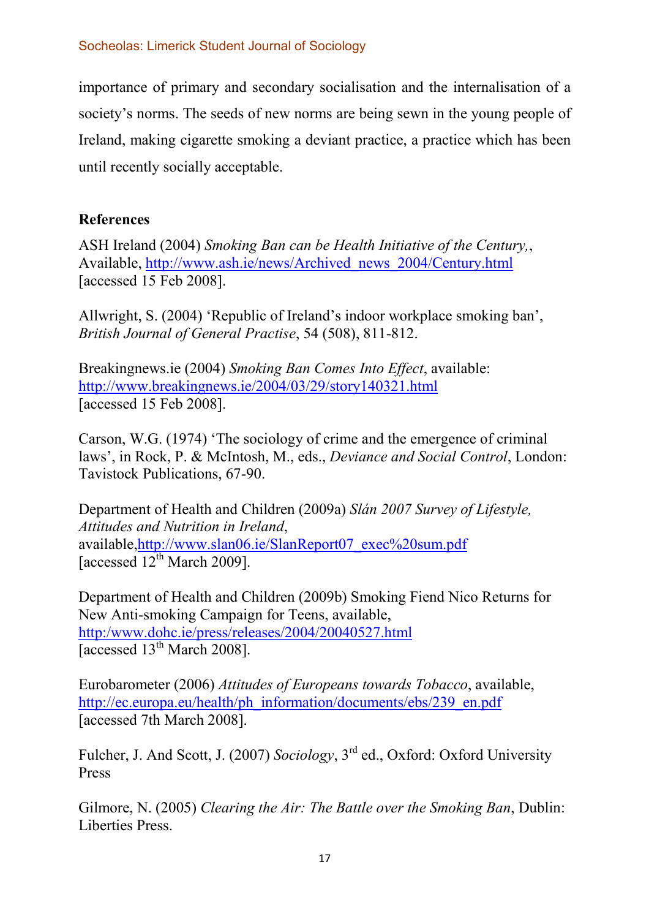importance of primary and secondary socialisation and the internalisation of a society's norms. The seeds of new norms are being sewn in the young people of Ireland, making cigarette smoking a deviant practice, a practice which has been until recently socially acceptable.

## References

ASH Ireland (2004) *Smoking Ban can be Health Initiative of the Century,*, Available, http://www.ash.ie/news/Archived_news_2004/Century.html [accessed 15 Feb 2008].

Allwright, S. (2004) 'Republic of Ireland's indoor workplace smoking ban', *British Journal of General Practise*, 54 (508), 811-812.

Breakingnews.ie (2004) *Smoking Ban Comes Into Effect*, available: http://www.breakingnews.ie/2004/03/29/story140321.html [accessed 15 Feb 2008].

Carson, W.G. (1974) 'The sociology of crime and the emergence of criminal laws', in Rock, P. & McIntosh, M., eds., *Deviance and Social Control*, London: Tavistock Publications, 67-90.

Department of Health and Children (2009a) *Slán 2007 Survey of Lifestyle, Attitudes and Nutrition in Ireland*, available,http://www.slan06.ie/SlanReport07_exec%20sum.pdf [accessed 12th March 2009].

Department of Health and Children (2009b) Smoking Fiend Nico Returns for New Anti-smoking Campaign for Teens, available, http:/www.dohc.ie/press/releases/2004/20040527.html [accessed 13th March 2008].

Eurobarometer (2006) *Attitudes of Europeans towards Tobacco*, available, http://ec.europa.eu/health/ph_information/documents/ebs/239_en.pdf [accessed 7th March 2008].

Fulcher, J. And Scott, J. (2007) *Sociology*, 3rd ed., Oxford: Oxford University Press

Gilmore, N. (2005) *Clearing the Air: The Battle over the Smoking Ban*, Dublin: Liberties Press.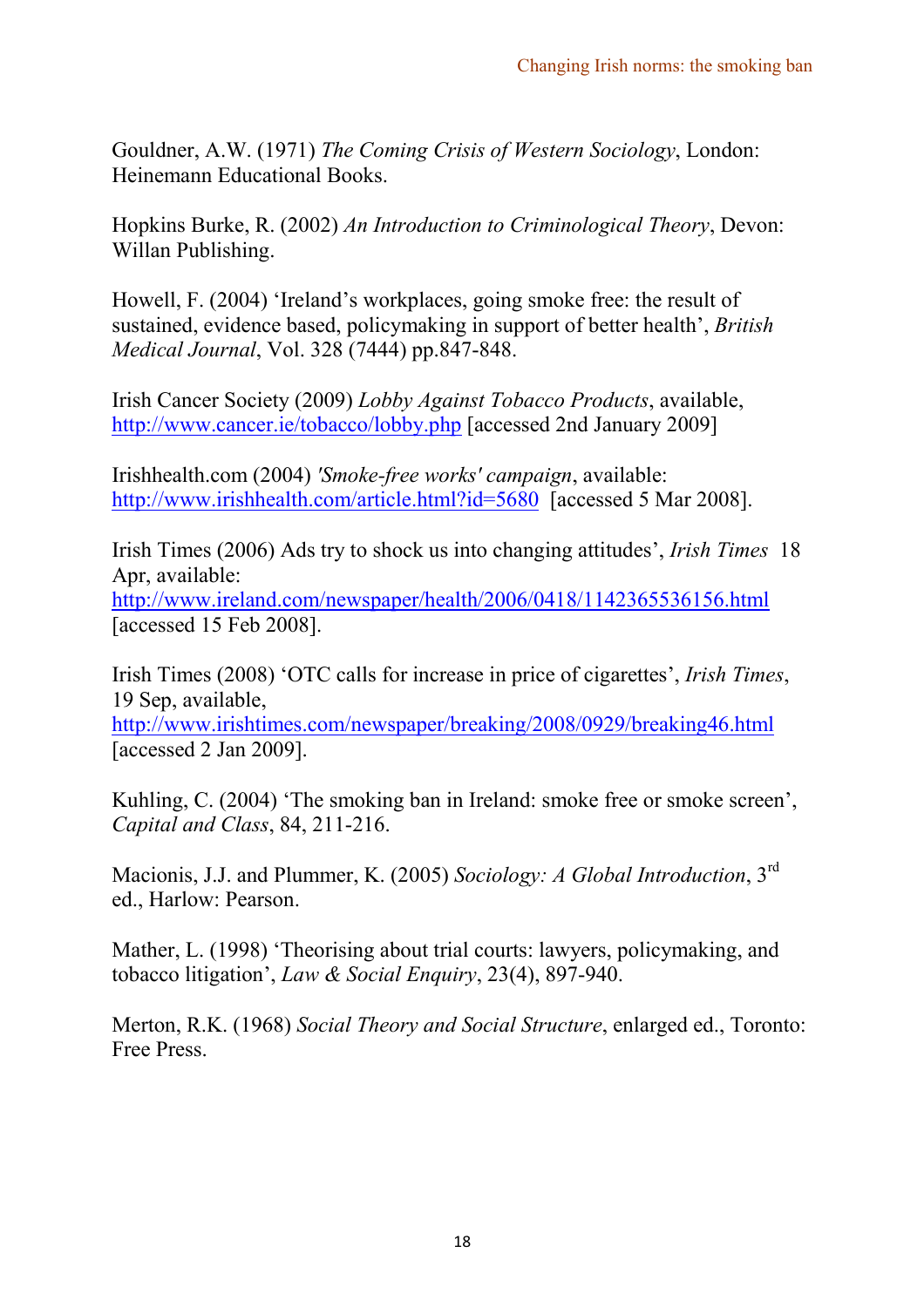Gouldner, A.W. (1971) *The Coming Crisis of Western Sociology*, London: Heinemann Educational Books.

Hopkins Burke, R. (2002) *An Introduction to Criminological Theory*, Devon: Willan Publishing.

Howell, F. (2004) 'Ireland's workplaces, going smoke free: the result of sustained, evidence based, policymaking in support of better health', *British Medical Journal*, Vol. 328 (7444) pp.847-848.

Irish Cancer Society (2009) *Lobby Against Tobacco Products*, available, http://www.cancer.ie/tobacco/lobby.php [accessed 2nd January 2009]

Irishhealth.com (2004) *'Smoke-free works' campaign*, available: http://www.irishhealth.com/article.html?id=5680 [accessed 5 Mar 2008].

Irish Times (2006) Ads try to shock us into changing attitudes', *Irish Times* 18 Apr, available: http://www.ireland.com/newspaper/health/2006/0418/1142365536156.html [accessed 15 Feb 2008].

Irish Times (2008) 'OTC calls for increase in price of cigarettes', *Irish Times*, 19 Sep, available, http://www.irishtimes.com/newspaper/breaking/2008/0929/breaking46.html [accessed 2 Jan 2009].

Kuhling, C. (2004) 'The smoking ban in Ireland: smoke free or smoke screen', *Capital and Class*, 84, 211-216.

Macionis, J.J. and Plummer, K. (2005) *Sociology: A Global Introduction*, 3rd ed., Harlow: Pearson.

Mather, L. (1998) 'Theorising about trial courts: lawyers, policymaking, and tobacco litigation', *Law & Social Enquiry*, 23(4), 897-940.

Merton, R.K. (1968) *Social Theory and Social Structure*, enlarged ed., Toronto: Free Press.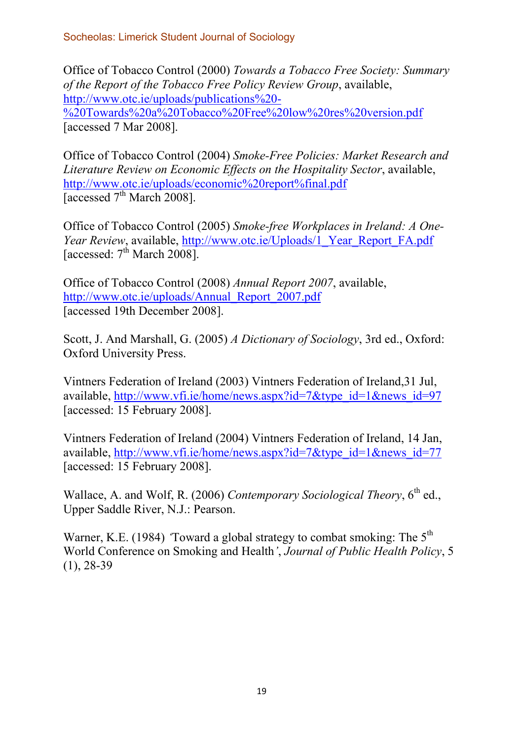Office of Tobacco Control (2000) *Towards a Tobacco Free Society: Summary of the Report of the Tobacco Free Policy Review Group*, available, http://www.otc.ie/uploads/publications%20-%20Towards%20a%20Tobacco%20Free%20low%20res%20version.pdf [accessed 7 Mar 2008].

Office of Tobacco Control (2004) *Smoke-Free Policies: Market Research and Literature Review on Economic Effects on the Hospitality Sector*, available, http://www.otc.ie/uploads/economic%20report%final.pdf [accessed 7th March 2008].

Office of Tobacco Control (2005) *Smoke-free Workplaces in Ireland: A One-Year Review*, available, http://www.otc.ie/Uploads/1_Year_Report_FA.pdf [accessed: 7th March 2008].

Office of Tobacco Control (2008) *Annual Report 2007*, available, http://www.otc.ie/uploads/Annual_Report_2007.pdf [accessed 19th December 2008].

Scott, J. And Marshall, G. (2005) *A Dictionary of Sociology*, 3rd ed., Oxford: Oxford University Press.

Vintners Federation of Ireland (2003) Vintners Federation of Ireland,31 Jul, available, http://www.vfi.ie/home/news.aspx?id=7&type_id=1&news_id=97 [accessed: 15 February 2008].

Vintners Federation of Ireland (2004) Vintners Federation of Ireland, 14 Jan, available, http://www.vfi.ie/home/news.aspx?id=7&type_id=1&news_id=77 [accessed: 15 February 2008].

Wallace, A. and Wolf, R. (2006) *Contemporary Sociological Theory*, 6th ed., Upper Saddle River, N.J.: Pearson.

Warner, K.E. (1984) 'Toward a global strategy to combat smoking: The 5th World Conference on Smoking and Health', *Journal of Public Health Policy*, 5 (1), 28-39